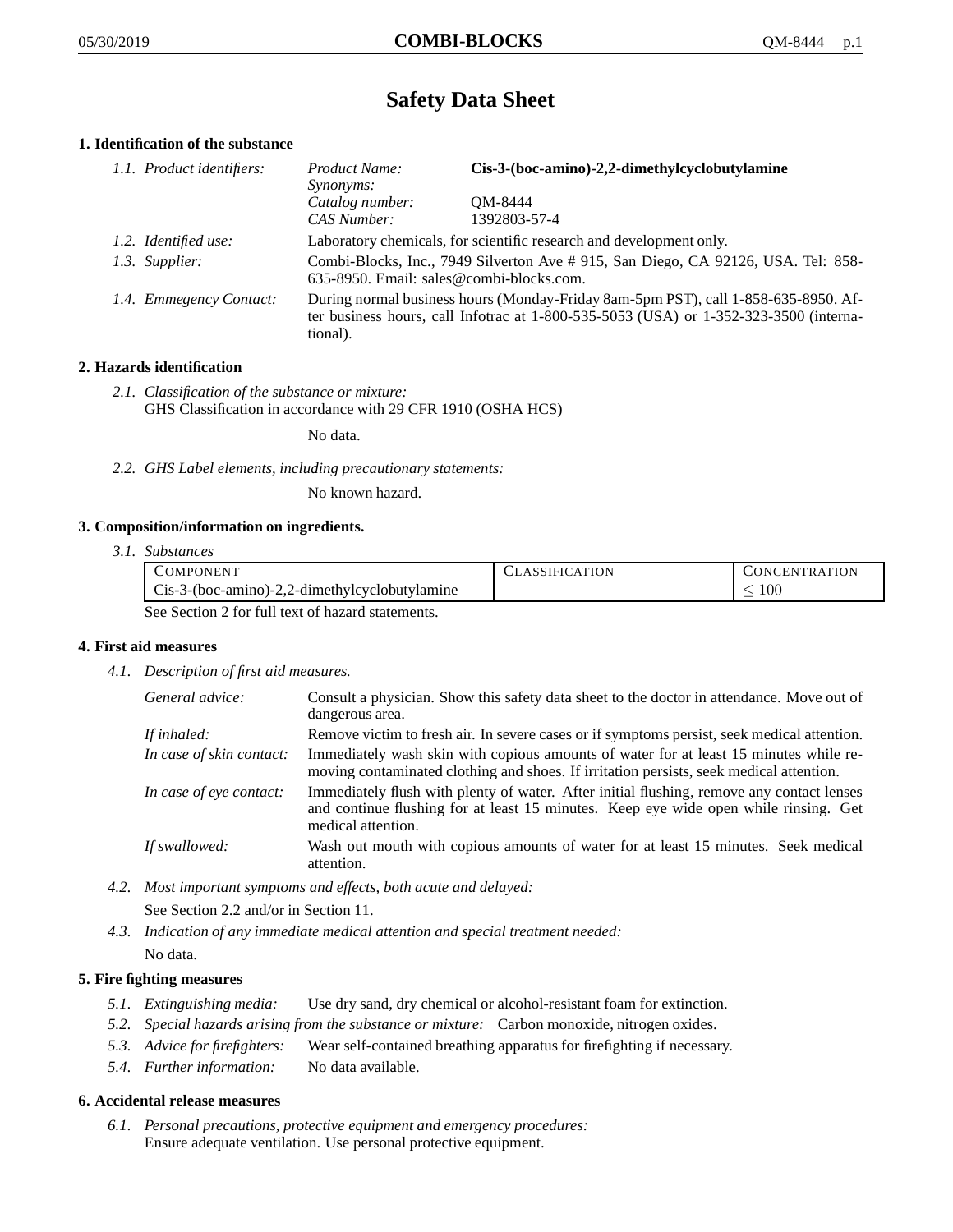# Safety Data Sheet

## 1. Identification of the substance

*1.1. Product identifiers:*

| | |
|---|---|
| *Product Name:* | **Cis-3-(boc-amino)-2,2-dimethylcyclobutylamine** |
| *Synonyms:* | |
| *Catalog number:* | QM-8444 |
| *CAS Number:* | 1392803-57-4 |

*1.2. Identified use:* Laboratory chemicals, for scientific research and development only.

*1.3. Supplier:* Combi-Blocks, Inc., 7949 Silverton Ave # 915, San Diego, CA 92126, USA. Tel: 858-635-8950. Email: sales@combi-blocks.com.

*1.4. Emmegency Contact:* During normal business hours (Monday-Friday 8am-5pm PST), call 1-858-635-8950. After business hours, call Infotrac at 1-800-535-5053 (USA) or 1-352-323-3500 (international).

## 2. Hazards identification

*2.1. Classification of the substance or mixture:*
GHS Classification in accordance with 29 CFR 1910 (OSHA HCS)

No data.

*2.2. GHS Label elements, including precautionary statements:*

No known hazard.

## 3. Composition/information on ingredients.

*3.1. Substances*

| Component | Classification | Concentration |
|---|---|---|
| Cis-3-(boc-amino)-2,2-dimethylcyclobutylamine | | $\leq 100$ |

See Section 2 for full text of hazard statements.

## 4. First aid measures

*4.1. Description of first aid measures.*

*General advice:* Consult a physician. Show this safety data sheet to the doctor in attendance. Move out of dangerous area.

*If inhaled:* Remove victim to fresh air. In severe cases or if symptoms persist, seek medical attention.

*In case of skin contact:* Immediately wash skin with copious amounts of water for at least 15 minutes while removing contaminated clothing and shoes. If irritation persists, seek medical attention.

*In case of eye contact:* Immediately flush with plenty of water. After initial flushing, remove any contact lenses and continue flushing for at least 15 minutes. Keep eye wide open while rinsing. Get medical attention.

*If swallowed:* Wash out mouth with copious amounts of water for at least 15 minutes. Seek medical attention.

*4.2. Most important symptoms and effects, both acute and delayed:*

See Section 2.2 and/or in Section 11.

*4.3. Indication of any immediate medical attention and special treatment needed:*

No data.

## 5. Fire fighting measures

*5.1. Extinguishing media:* Use dry sand, dry chemical or alcohol-resistant foam for extinction.

*5.2. Special hazards arising from the substance or mixture:* Carbon monoxide, nitrogen oxides.

*5.3. Advice for firefighters:* Wear self-contained breathing apparatus for firefighting if necessary.

*5.4. Further information:* No data available.

## 6. Accidental release measures

*6.1. Personal precautions, protective equipment and emergency procedures:*
Ensure adequate ventilation. Use personal protective equipment.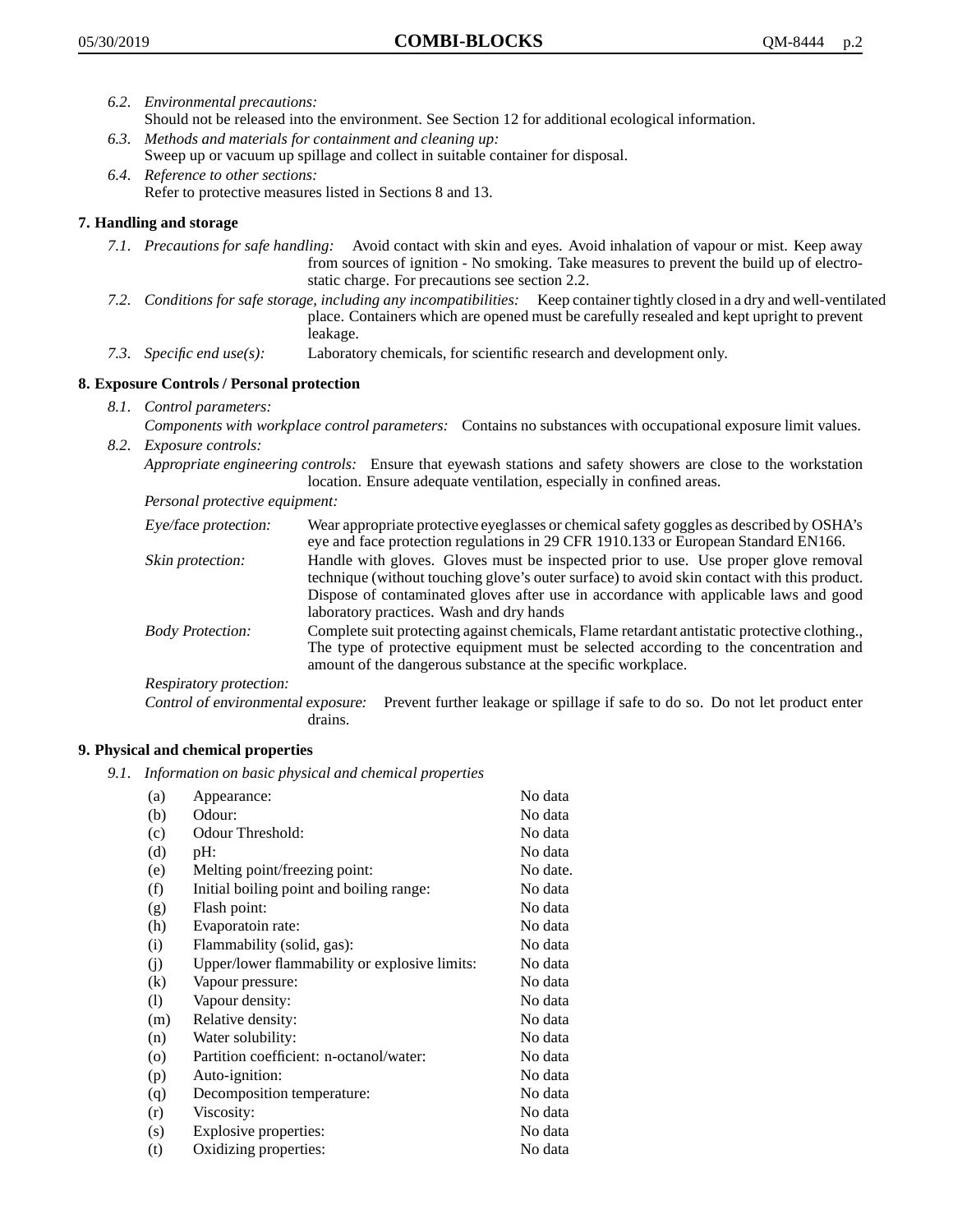*6.2. Environmental precautions:*
Should not be released into the environment. See Section 12 for additional ecological information.

*6.3. Methods and materials for containment and cleaning up:*
Sweep up or vacuum up spillage and collect in suitable container for disposal.

*6.4. Reference to other sections:*
Refer to protective measures listed in Sections 8 and 13.

## 7. Handling and storage

*7.1. Precautions for safe handling:* Avoid contact with skin and eyes. Avoid inhalation of vapour or mist. Keep away from sources of ignition - No smoking. Take measures to prevent the build up of electrostatic charge. For precautions see section 2.2.

*7.2. Conditions for safe storage, including any incompatibilities:* Keep container tightly closed in a dry and well-ventilated place. Containers which are opened must be carefully resealed and kept upright to prevent leakage.

*7.3. Specific end use(s):* Laboratory chemicals, for scientific research and development only.

## 8. Exposure Controls / Personal protection

*8.1. Control parameters:*
*Components with workplace control parameters:* Contains no substances with occupational exposure limit values.

*8.2. Exposure controls:*
*Appropriate engineering controls:* Ensure that eyewash stations and safety showers are close to the workstation location. Ensure adequate ventilation, especially in confined areas.

*Personal protective equipment:*

*Eye/face protection:* Wear appropriate protective eyeglasses or chemical safety goggles as described by OSHA's eye and face protection regulations in 29 CFR 1910.133 or European Standard EN166.

*Skin protection:* Handle with gloves. Gloves must be inspected prior to use. Use proper glove removal technique (without touching glove's outer surface) to avoid skin contact with this product. Dispose of contaminated gloves after use in accordance with applicable laws and good laboratory practices. Wash and dry hands

*Body Protection:* Complete suit protecting against chemicals, Flame retardant antistatic protective clothing., The type of protective equipment must be selected according to the concentration and amount of the dangerous substance at the specific workplace.

*Respiratory protection:*

*Control of environmental exposure:* Prevent further leakage or spillage if safe to do so. Do not let product enter drains.

## 9. Physical and chemical properties

*9.1. Information on basic physical and chemical properties*

| | | |
|---|---|---|
| (a) | Appearance: | No data |
| (b) | Odour: | No data |
| (c) | Odour Threshold: | No data |
| (d) | pH: | No data |
| (e) | Melting point/freezing point: | No date. |
| (f) | Initial boiling point and boiling range: | No data |
| (g) | Flash point: | No data |
| (h) | Evaporatoin rate: | No data |
| (i) | Flammability (solid, gas): | No data |
| (j) | Upper/lower flammability or explosive limits: | No data |
| (k) | Vapour pressure: | No data |
| (l) | Vapour density: | No data |
| (m) | Relative density: | No data |
| (n) | Water solubility: | No data |
| (o) | Partition coefficient: n-octanol/water: | No data |
| (p) | Auto-ignition: | No data |
| (q) | Decomposition temperature: | No data |
| (r) | Viscosity: | No data |
| (s) | Explosive properties: | No data |
| (t) | Oxidizing properties: | No data |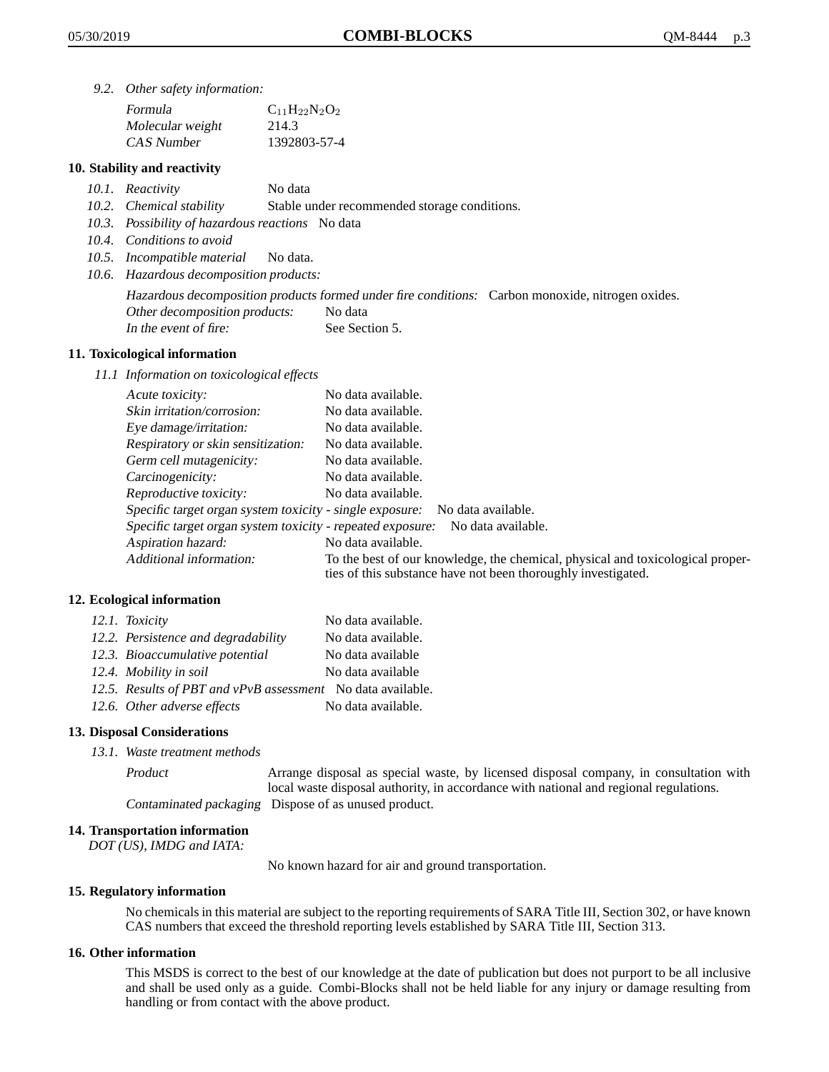*9.2. Other safety information:*

| | |
|---|---|
| *Formula* | $C_{11}H_{22}N_2O_2$ |
| *Molecular weight* | 214.3 |
| *CAS Number* | 1392803-57-4 |

## 10. Stability and reactivity

*10.1. Reactivity* No data

*10.2. Chemical stability* Stable under recommended storage conditions.

*10.3. Possibility of hazardous reactions* No data

*10.4. Conditions to avoid*

*10.5. Incompatible material* No data.

*10.6. Hazardous decomposition products:*

*Hazardous decomposition products formed under fire conditions:* Carbon monoxide, nitrogen oxides.

*Other decomposition products:* No data

*In the event of fire:* See Section 5.

## 11. Toxicological information

*11.1 Information on toxicological effects*

| | |
|---|---|
| *Acute toxicity:* | No data available. |
| *Skin irritation/corrosion:* | No data available. |
| *Eye damage/irritation:* | No data available. |
| *Respiratory or skin sensitization:* | No data available. |
| *Germ cell mutagenicity:* | No data available. |
| *Carcinogenicity:* | No data available. |
| *Reproductive toxicity:* | No data available. |
| *Specific target organ system toxicity - single exposure:* | No data available. |
| *Specific target organ system toxicity - repeated exposure:* | No data available. |
| *Aspiration hazard:* | No data available. |
| *Additional information:* | To the best of our knowledge, the chemical, physical and toxicological properties of this substance have not been thoroughly investigated. |

## 12. Ecological information

| | |
|---|---|
| *12.1. Toxicity* | No data available. |
| *12.2. Persistence and degradability* | No data available. |
| *12.3. Bioaccumulative potential* | No data available |
| *12.4. Mobility in soil* | No data available |
| *12.5. Results of PBT and vPvB assessment* | No data available. |
| *12.6. Other adverse effects* | No data available. |

## 13. Disposal Considerations

*13.1. Waste treatment methods*

*Product* Arrange disposal as special waste, by licensed disposal company, in consultation with local waste disposal authority, in accordance with national and regional regulations.

*Contaminated packaging* Dispose of as unused product.

## 14. Transportation information

*DOT (US), IMDG and IATA:*

No known hazard for air and ground transportation.

## 15. Regulatory information

No chemicals in this material are subject to the reporting requirements of SARA Title III, Section 302, or have known CAS numbers that exceed the threshold reporting levels established by SARA Title III, Section 313.

## 16. Other information

This MSDS is correct to the best of our knowledge at the date of publication but does not purport to be all inclusive and shall be used only as a guide. Combi-Blocks shall not be held liable for any injury or damage resulting from handling or from contact with the above product.